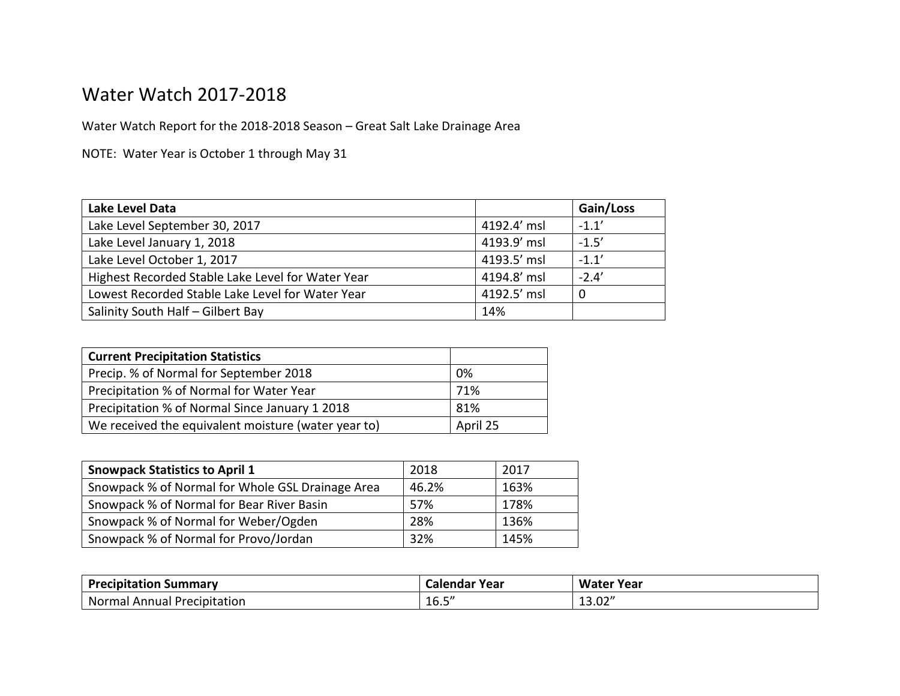# Water Watch 2017-2018

Water Watch Report for the 2018-2018 Season – Great Salt Lake Drainage Area

NOTE: Water Year is October 1 through May 31

| Lake Level Data | | Gain/Loss |
|---|---|---|
| Lake Level September 30, 2017 | 4192.4' msl | -1.1' |
| Lake Level January 1, 2018 | 4193.9' msl | -1.5' |
| Lake Level October 1, 2017 | 4193.5' msl | -1.1' |
| Highest Recorded Stable Lake Level for Water Year | 4194.8' msl | -2.4' |
| Lowest Recorded Stable Lake Level for Water Year | 4192.5' msl | 0 |
| Salinity South Half – Gilbert Bay | 14% | |

| Current Precipitation Statistics | |
|---|---|
| Precip. % of Normal for September 2018 | 0% |
| Precipitation % of Normal for Water Year | 71% |
| Precipitation % of Normal Since January 1 2018 | 81% |
| We received the equivalent moisture (water year to) | April 25 |

| Snowpack Statistics to April 1 | 2018 | 2017 |
|---|---|---|
| Snowpack % of Normal for Whole GSL Drainage Area | 46.2% | 163% |
| Snowpack % of Normal for Bear River Basin | 57% | 178% |
| Snowpack % of Normal for Weber/Ogden | 28% | 136% |
| Snowpack % of Normal for Provo/Jordan | 32% | 145% |

| Precipitation Summary | Calendar Year | Water Year |
|---|---|---|
| Normal Annual Precipitation | 16.5" | 13.02" |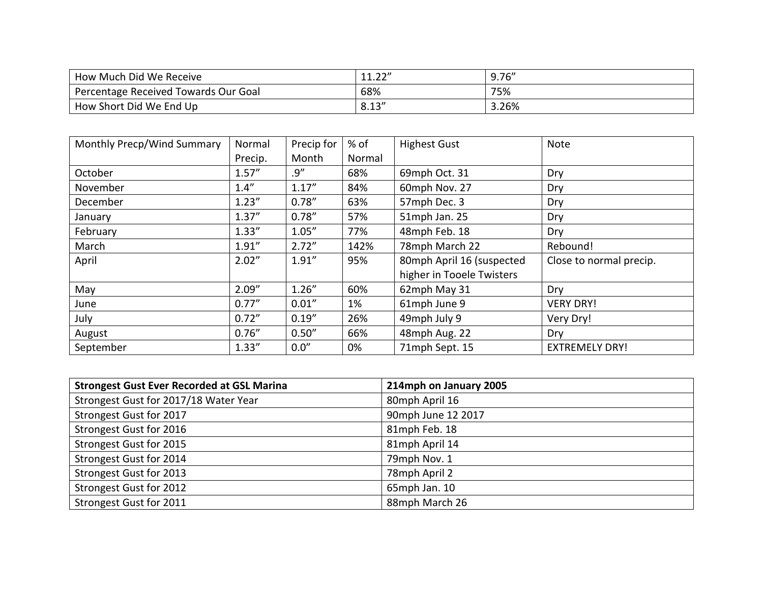| How Much Did We Receive | 11.22" | 9.76" |
|---|---|---|
| Percentage Received Towards Our Goal | 68% | 75% |
| How Short Did We End Up | 8.13" | 3.26% |

| Monthly Precp/Wind Summary | Normal Precip. | Precip for Month | % of Normal | Highest Gust | Note |
|---|---|---|---|---|---|
| October | 1.57" | .9" | 68% | 69mph Oct. 31 | Dry |
| November | 1.4" | 1.17" | 84% | 60mph Nov. 27 | Dry |
| December | 1.23" | 0.78" | 63% | 57mph Dec. 3 | Dry |
| January | 1.37" | 0.78" | 57% | 51mph Jan. 25 | Dry |
| February | 1.33" | 1.05" | 77% | 48mph Feb. 18 | Dry |
| March | 1.91" | 2.72" | 142% | 78mph March 22 | Rebound! |
| April | 2.02" | 1.91" | 95% | 80mph April 16 (suspected higher in Tooele Twisters | Close to normal precip. |
| May | 2.09" | 1.26" | 60% | 62mph May 31 | Dry |
| June | 0.77" | 0.01" | 1% | 61mph June 9 | VERY DRY! |
| July | 0.72" | 0.19" | 26% | 49mph July 9 | Very Dry! |
| August | 0.76" | 0.50" | 66% | 48mph Aug. 22 | Dry |
| September | 1.33" | 0.0" | 0% | 71mph Sept. 15 | EXTREMELY DRY! |

| **Strongest Gust Ever Recorded at GSL Marina** | **214mph on January 2005** |
|---|---|
| Strongest Gust for 2017/18 Water Year | 80mph April 16 |
| Strongest Gust for 2017 | 90mph June 12 2017 |
| Strongest Gust for 2016 | 81mph Feb. 18 |
| Strongest Gust for 2015 | 81mph April 14 |
| Strongest Gust for 2014 | 79mph Nov. 1 |
| Strongest Gust for 2013 | 78mph April 2 |
| Strongest Gust for 2012 | 65mph Jan. 10 |
| Strongest Gust for 2011 | 88mph March 26 |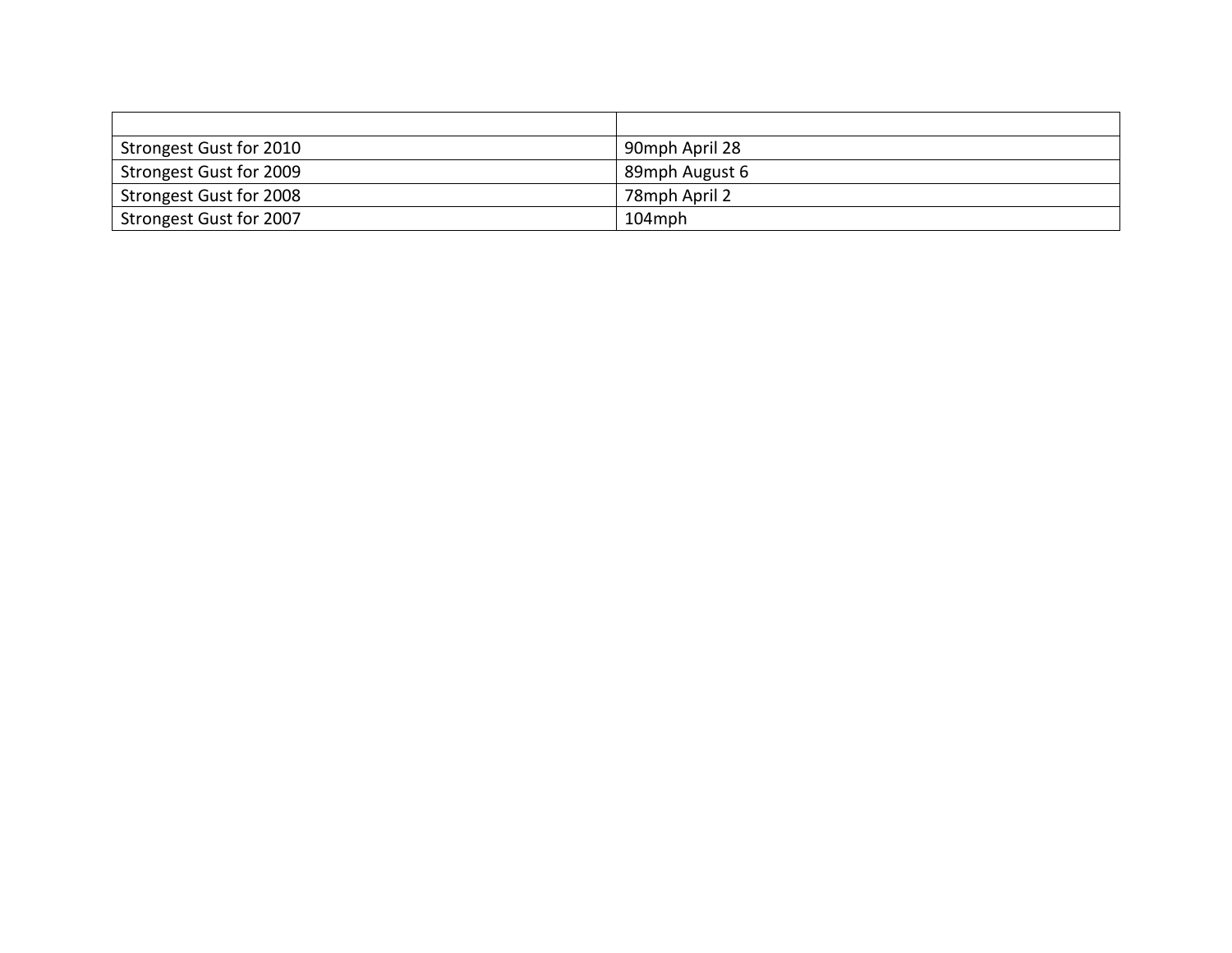| | |
|---|---|
| Strongest Gust for 2010 | 90mph April 28 |
| Strongest Gust for 2009 | 89mph August 6 |
| Strongest Gust for 2008 | 78mph April 2 |
| Strongest Gust for 2007 | 104mph |